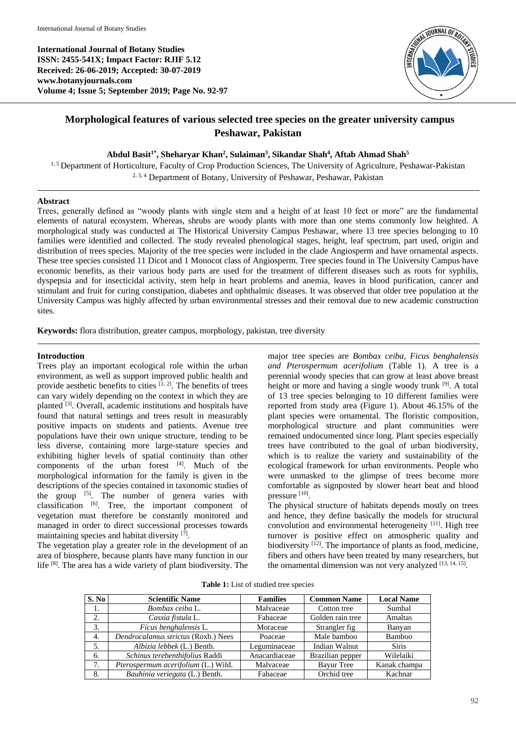International Journal of Botany Studies
ISSN: 2455-541X; Impact Factor: RJIF 5.12
Received: 26-06-2019; Accepted: 30-07-2019
www.botanyjournals.com
Volume 4; Issue 5; September 2019; Page No. 92-97

# Morphological features of various selected tree species on the greater university campus Peshawar, Pakistan

**Abdul Basit[1*], Sheharyar Khan[2], Sulaiman[3], Sikandar Shah[4], Aftab Ahmad Shah[5]**

[1, 5] Department of Horticulture, Faculty of Crop Production Sciences, The University of Agriculture, Peshawar-Pakistan

[2, 3, 4] Department of Botany, University of Peshawar, Peshawar, Pakistan

## Abstract

Trees, generally defined as "woody plants with single stem and a height of at least 10 feet or more" are the fundamental elements of natural ecosystem. Whereas, shrubs are woody plants with more than one stems commonly low heighted. A morphological study was conducted at The Historical University Campus Peshawar, where 13 tree species belonging to 10 families were identified and collected. The study revealed phenological stages, height, leaf spectrum, part used, origin and distribution of trees species. Majority of the tree species were included in the clade Angiosperm and have ornamental aspects. These tree species consisted 11 Dicot and 1 Monocot class of Angiosperm. Tree species found in The University Campus have economic benefits, as their various body parts are used for the treatment of different diseases such as roots for syphilis, dyspepsia and for insecticidal activity, stem help in heart problems and anemia, leaves in blood purification, cancer and stimulant and fruit for curing constipation, diabetes and ophthalmic diseases. It was observed that older tree population at the University Campus was highly affected by urban environmental stresses and their removal due to new academic construction sites.

**Keywords:** flora distribution, greater campus, morphology, pakistan, tree diversity

## Introduction

Trees play an important ecological role within the urban environment, as well as support improved public health and provide aesthetic benefits to cities [1, 2]. The benefits of trees can vary widely depending on the context in which they are planted [3]. Overall, academic institutions and hospitals have found that natural settings and trees result in measurably positive impacts on students and patients. Avenue tree populations have their own unique structure, tending to be less diverse, containing more large-stature species and exhibiting higher levels of spatial continuity than other components of the urban forest [4]. Much of the morphological information for the family is given in the descriptions of the species contained in taxonomic studies of the group [5]. The number of genera varies with classification [6]. Tree, the important component of vegetation must therefore be constantly monitored and managed in order to direct successional processes towards maintaining species and habitat diversity [7].

The vegetation play a greater role in the development of an area of biosphere, because plants have many function in our life [8]. The area has a wide variety of plant biodiversity. The major tree species are *Bombax ceiba, Ficus benghalensis and Pterospermum acerifolium* (Table 1). A tree is a perennial woody species that can grow at least above breast height or more and having a single woody trunk [9]. A total of 13 tree species belonging to 10 different families were reported from study area (Figure 1). About 46.15% of the plant species were ornamental. The floristic composition, morphological structure and plant communities were remained undocumented since long. Plant species especially trees have contributed to the goal of urban biodiversity, which is to realize the variety and sustainability of the ecological framework for urban environments. People who were unmasked to the glimpse of trees become more comfortable as signposted by slower heart beat and blood pressure [10].

The physical structure of habitats depends mostly on trees and hence, they define basically the models for structural convolution and environmental heterogeneity [11]. High tree turnover is positive effect on atmospheric quality and biodiversity [12]. The importance of plants as food, medicine, fibers and others have been treated by many researchers, but the ornamental dimension was not very analyzed [13, 14, 15].

**Table 1:** List of studied tree species

| S. No | Scientific Name | Families | Common Name | Local Name |
|---|---|---|---|---|
| 1. | *Bombax ceiba* L. | Malvaceae | Cotton tree | Sumbal |
| 2. | *Cassia fistula* L. | Fabaceae | Golden rain tree | Amaltas |
| 3. | *Ficus benghalensis* L. | Moraceae | Strangler fig | Banyan |
| 4. | *Dendrocalamus strictus* (Roxb.) Nees | Poaceae | Male bamboo | Bamboo |
| 5. | *Albizia lebbek* (L.) Benth. | Leguminaceae | Indian Walnut | Siris |
| 6. | *Schinus terebenthifolius* Raddi | Anacardiaceae | Brazilian pepper | Wilelaiki |
| 7. | *Pterospermum acerifolium* (L.) Wild. | Malvaceae | Bayur Tree | Kanak champa |
| 8. | *Bauhinia veriegata* (L.) Benth. | Fabaceae | Orchid tree | Kachnar |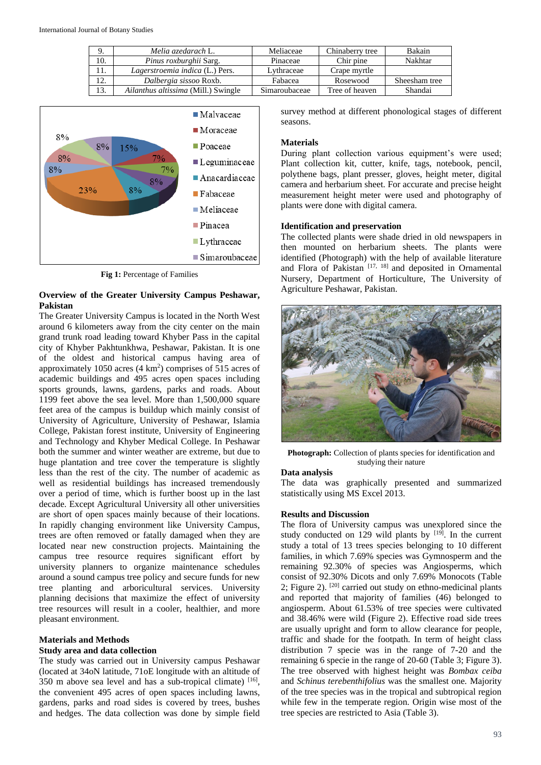| 9. | *Melia azedarach* L. | Meliaceae | Chinaberry tree | Bakain |
|---|---|---|---|---|
| 10. | *Pinus roxburghii* Sarg. | Pinaceae | Chir pine | Nakhtar |
| 11. | *Lagerstroemia indica* (L.) Pers. | Lythraceae | Crape myrtle | |
| 12. | *Dalbergia sissoo* Roxb. | Fabacea | Rosewood | Sheesham tree |
| 13. | *Ailanthus altissima* (Mill.) Swingle | Simaroubaceae | Tree of heaven | Shandai |

**Fig 1:** Percentage of Families

## Overview of the Greater University Campus Peshawar, Pakistan

The Greater University Campus is located in the North West around 6 kilometers away from the city center on the main grand trunk road leading toward Khyber Pass in the capital city of Khyber Pakhtunkhwa, Peshawar, Pakistan. It is one of the oldest and historical campus having area of approximately 1050 acres (4 $km^2$) comprises of 515 acres of academic buildings and 495 acres open spaces including sports grounds, lawns, gardens, parks and roads. About 1199 feet above the sea level. More than 1,500,000 square feet area of the campus is buildup which mainly consist of University of Agriculture, University of Peshawar, Islamia College, Pakistan forest institute, University of Engineering and Technology and Khyber Medical College. In Peshawar both the summer and winter weather are extreme, but due to huge plantation and tree cover the temperature is slightly less than the rest of the city. The number of academic as well as residential buildings has increased tremendously over a period of time, which is further boost up in the last decade. Except Agricultural University all other universities are short of open spaces mainly because of their locations. In rapidly changing environment like University Campus, trees are often removed or fatally damaged when they are located near new construction projects. Maintaining the campus tree resource requires significant effort by university planners to organize maintenance schedules around a sound campus tree policy and secure funds for new tree planting and arboricultural services. University planning decisions that maximize the effect of university tree resources will result in a cooler, healthier, and more pleasant environment.

## Materials and Methods

### Study area and data collection

The study was carried out in University campus Peshawar (located at 34oN latitude, 71oE longitude with an altitude of 350 m above sea level and has a sub-tropical climate) [16], the convenient 495 acres of open spaces including lawns, gardens, parks and road sides is covered by trees, bushes and hedges. The data collection was done by simple field survey method at different phonological stages of different seasons.

### Materials

During plant collection various equipment's were used; Plant collection kit, cutter, knife, tags, notebook, pencil, polythene bags, plant presser, gloves, height meter, digital camera and herbarium sheet. For accurate and precise height measurement height meter were used and photography of plants were done with digital camera.

### Identification and preservation

The collected plants were shade dried in old newspapers in then mounted on herbarium sheets. The plants were identified (Photograph) with the help of available literature and Flora of Pakistan [17, 18] and deposited in Ornamental Nursery, Department of Horticulture, The University of Agriculture Peshawar, Pakistan.

**Photograph:** Collection of plants species for identification and studying their nature

### Data analysis

The data was graphically presented and summarized statistically using MS Excel 2013.

## Results and Discussion

The flora of University campus was unexplored since the study conducted on 129 wild plants by [19]. In the current study a total of 13 trees species belonging to 10 different families, in which 7.69% species was Gymnosperm and the remaining 92.30% of species was Angiosperms, which consist of 92.30% Dicots and only 7.69% Monocots (Table 2; Figure 2). [20] carried out study on ethno-medicinal plants and reported that majority of families (46) belonged to angiosperm. About 61.53% of tree species were cultivated and 38.46% were wild (Figure 2). Effective road side trees are usually upright and form to allow clearance for people, traffic and shade for the footpath. In term of height class distribution 7 specie was in the range of 7-20 and the remaining 6 specie in the range of 20-60 (Table 3; Figure 3). The tree observed with highest height was *Bombax ceiba* and *Schinus terebenthifolius* was the smallest one. Majority of the tree species was in the tropical and subtropical region while few in the temperate region. Origin wise most of the tree species are restricted to Asia (Table 3).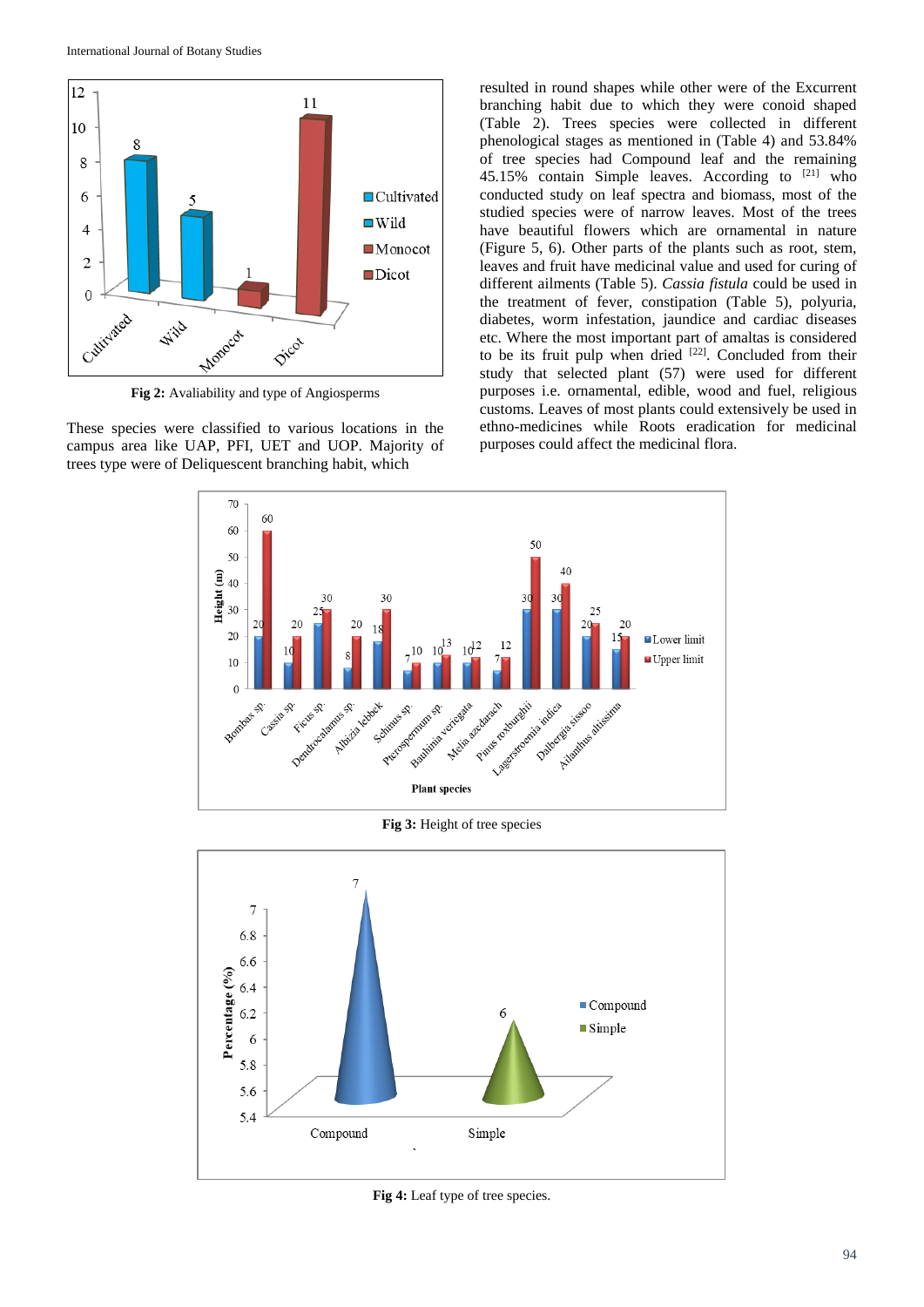Fig 2: Avaliability and type of Angiosperms

These species were classified to various locations in the campus area like UAP, PFI, UET and UOP. Majority of trees type were of Deliquescent branching habit, which resulted in round shapes while other were of the Excurrent branching habit due to which they were conoid shaped (Table 2). Trees species were collected in different phenological stages as mentioned in (Table 4) and 53.84% of tree species had Compound leaf and the remaining 45.15% contain Simple leaves. According to [21] who conducted study on leaf spectra and biomass, most of the studied species were of narrow leaves. Most of the trees have beautiful flowers which are ornamental in nature (Figure 5, 6). Other parts of the plants such as root, stem, leaves and fruit have medicinal value and used for curing of different ailments (Table 5). *Cassia fistula* could be used in the treatment of fever, constipation (Table 5), polyuria, diabetes, worm infestation, jaundice and cardiac diseases etc. Where the most important part of amaltas is considered to be its fruit pulp when dried [22]. Concluded from their study that selected plant (57) were used for different purposes i.e. ornamental, edible, wood and fuel, religious customs. Leaves of most plants could extensively be used in ethno-medicines while Roots eradication for medicinal purposes could affect the medicinal flora.

Fig 3: Height of tree species

Fig 4: Leaf type of tree species.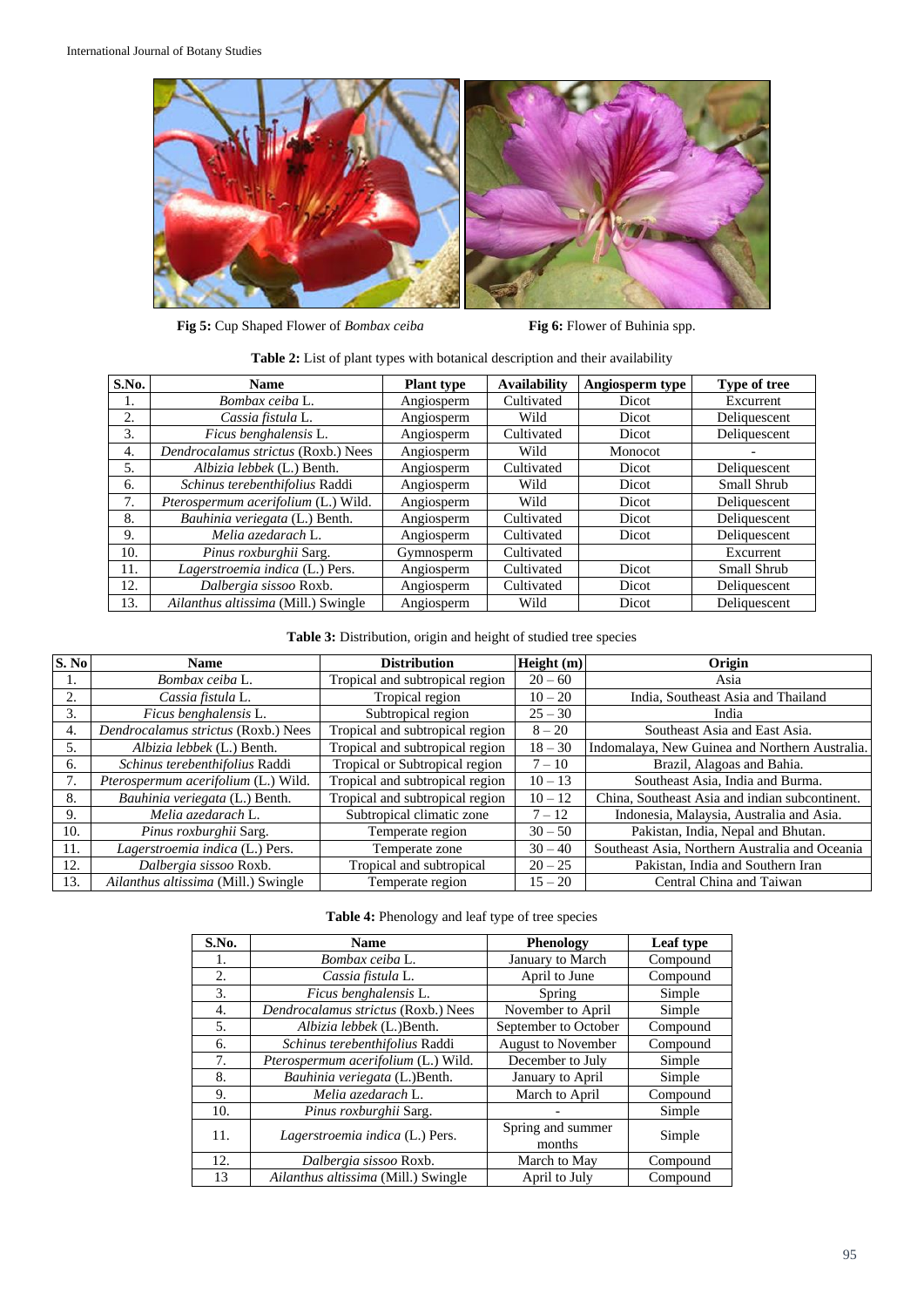**Fig 5:** Cup Shaped Flower of *Bombax ceiba*

**Fig 6:** Flower of Buhinia spp.

**Table 2:** List of plant types with botanical description and their availability

| S.No. | Name | Plant type | Availability | Angiosperm type | Type of tree |
|---|---|---|---|---|---|
| 1. | *Bombax ceiba* L. | Angiosperm | Cultivated | Dicot | Excurrent |
| 2. | *Cassia fistula* L. | Angiosperm | Wild | Dicot | Deliquescent |
| 3. | *Ficus benghalensis* L. | Angiosperm | Cultivated | Dicot | Deliquescent |
| 4. | *Dendrocalamus strictus* (Roxb.) Nees | Angiosperm | Wild | Monocot | - |
| 5. | *Albizia lebbek* (L.) Benth. | Angiosperm | Cultivated | Dicot | Deliquescent |
| 6. | *Schinus terebenthifolius* Raddi | Angiosperm | Wild | Dicot | Small Shrub |
| 7. | *Pterospermum acerifolium* (L.) Wild. | Angiosperm | Wild | Dicot | Deliquescent |
| 8. | *Bauhinia veriegata* (L.) Benth. | Angiosperm | Cultivated | Dicot | Deliquescent |
| 9. | *Melia azedarach* L. | Angiosperm | Cultivated | Dicot | Deliquescent |
| 10. | *Pinus roxburghii* Sarg. | Gymnosperm | Cultivated | | Excurrent |
| 11. | *Lagerstroemia indica* (L.) Pers. | Angiosperm | Cultivated | Dicot | Small Shrub |
| 12. | *Dalbergia sissoo* Roxb. | Angiosperm | Cultivated | Dicot | Deliquescent |
| 13. | *Ailanthus altissima* (Mill.) Swingle | Angiosperm | Wild | Dicot | Deliquescent |

**Table 3:** Distribution, origin and height of studied tree species

| S. No | Name | Distribution | Height (m) | Origin |
|---|---|---|---|---|
| 1. | *Bombax ceiba* L. | Tropical and subtropical region | 20 – 60 | Asia |
| 2. | *Cassia fistula* L. | Tropical region | 10 – 20 | India, Southeast Asia and Thailand |
| 3. | *Ficus benghalensis* L. | Subtropical region | 25 – 30 | India |
| 4. | *Dendrocalamus strictus* (Roxb.) Nees | Tropical and subtropical region | 8 – 20 | Southeast Asia and East Asia. |
| 5. | *Albizia lebbek* (L.) Benth. | Tropical and subtropical region | 18 – 30 | Indomalaya, New Guinea and Northern Australia. |
| 6. | *Schinus terebenthifolius* Raddi | Tropical or Subtropical region | 7 – 10 | Brazil, Alagoas and Bahia. |
| 7. | *Pterospermum acerifolium* (L.) Wild. | Tropical and subtropical region | 10 – 13 | Southeast Asia, India and Burma. |
| 8. | *Bauhinia veriegata* (L.) Benth. | Tropical and subtropical region | 10 – 12 | China, Southeast Asia and indian subcontinent. |
| 9. | *Melia azedarach* L. | Subtropical climatic zone | 7 – 12 | Indonesia, Malaysia, Australia and Asia. |
| 10. | *Pinus roxburghii* Sarg. | Temperate region | 30 – 50 | Pakistan, India, Nepal and Bhutan. |
| 11. | *Lagerstroemia indica* (L.) Pers. | Temperate zone | 30 – 40 | Southeast Asia, Northern Australia and Oceania |
| 12. | *Dalbergia sissoo* Roxb. | Tropical and subtropical | 20 – 25 | Pakistan, India and Southern Iran |
| 13. | *Ailanthus altissima* (Mill.) Swingle | Temperate region | 15 – 20 | Central China and Taiwan |

**Table 4:** Phenology and leaf type of tree species

| S.No. | Name | Phenology | Leaf type |
|---|---|---|---|
| 1. | *Bombax ceiba* L. | January to March | Compound |
| 2. | *Cassia fistula* L. | April to June | Compound |
| 3. | *Ficus benghalensis* L. | Spring | Simple |
| 4. | *Dendrocalamus strictus* (Roxb.) Nees | November to April | Simple |
| 5. | *Albizia lebbek* (L.)Benth. | September to October | Compound |
| 6. | *Schinus terebenthifolius* Raddi | August to November | Compound |
| 7. | *Pterospermum acerifolium* (L.) Wild. | December to July | Simple |
| 8. | *Bauhinia veriegata* (L.)Benth. | January to April | Simple |
| 9. | *Melia azedarach* L. | March to April | Compound |
| 10. | *Pinus roxburghii* Sarg. | - | Simple |
| 11. | *Lagerstroemia indica* (L.) Pers. | Spring and summer months | Simple |
| 12. | *Dalbergia sissoo* Roxb. | March to May | Compound |
| 13 | *Ailanthus altissima* (Mill.) Swingle | April to July | Compound |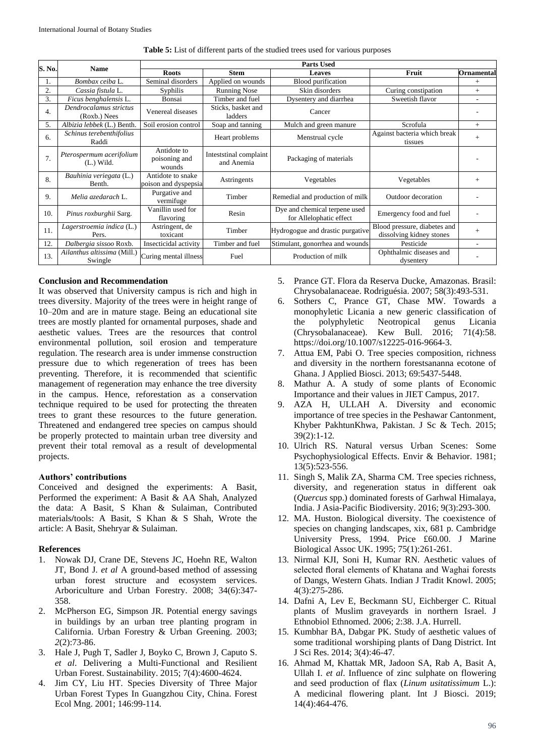**Table 5:** List of different parts of the studied trees used for various purposes

| S. No. | Name | Parts Used | | | | |
|---|---|---|---|---|---|---|
| | | Roots | Stem | Leaves | Fruit | Ornamental |
| 1. | *Bombax ceiba* L. | Seminal disorders | Applied on wounds | Blood purification | | + |
| 2. | *Cassia fistula* L. | Syphilis | Running Nose | Skin disorders | Curing constipation | + |
| 3. | *Ficus benghalensis* L. | Bonsai | Timber and fuel | Dysentery and diarrhea | Sweetish flavor | - |
| 4. | *Dendrocalamus strictus* (Roxb.) Nees | Venereal diseases | Sticks, basket and ladders | Cancer | | - |
| 5. | *Albizia lebbek* (L.) Benth. | Soil erosion control | Soap and tanning | Mulch and green manure | Scrofula | + |
| 6. | *Schinus terebenthifolius* Raddi | | Heart problems | Menstrual cycle | Against bacteria which break tissues | + |
| 7. | *Pterospermum acerifolium* (L.) Wild. | Antidote to poisoning and wounds | Inteststinal complaint and Anemia | Packaging of materials | | - |
| 8. | *Bauhinia veriegata* (L.) Benth. | Antidote to snake poison and dyspepsia | Astringents | Vegetables | Vegetables | + |
| 9. | *Melia azedarach* L. | Purgative and vermifuge | Timber | Remedial and production of milk | Outdoor decoration | - |
| 10. | *Pinus roxburghii* Sarg. | Vanillin used for flavoring | Resin | Dye and chemical terpene used for Allelophatic effect | Emergency food and fuel | - |
| 11. | *Lagerstroemia indica* (L.) Pers. | Astringent, de toxicant | Timber | Hydrogogue and drastic purgative | Blood pressure, diabetes and dissolving kidney stones | + |
| 12. | *Dalbergia sissoo* Roxb. | Insecticidal activity | Timber and fuel | Stimulant, gonorrhea and wounds | Pesticide | - |
| 13. | *Ailanthus altissima* (Mill.) Swingle | Curing mental illness | Fuel | Production of milk | Ophthalmic diseases and dysentery | - |

## Conclusion and Recommendation

It was observed that University campus is rich and high in trees diversity. Majority of the trees were in height range of 10–20m and are in mature stage. Being an educational site trees are mostly planted for ornamental purposes, shade and aesthetic values. Trees are the resources that control environmental pollution, soil erosion and temperature regulation. The research area is under immense construction pressure due to which regeneration of trees has been preventing. Therefore, it is recommended that scientific management of regeneration may enhance the tree diversity in the campus. Hence, reforestation as a conservation technique required to be used for protecting the threaten trees to grant these resources to the future generation. Threatened and endangered tree species on campus should be properly protected to maintain urban tree diversity and prevent their total removal as a result of developmental projects.

## Authors' contributions

Conceived and designed the experiments: A Basit, Performed the experiment: A Basit & AA Shah, Analyzed the data: A Basit, S Khan & Sulaiman, Contributed materials/tools: A Basit, S Khan & S Shah, Wrote the article: A Basit, Shehryar & Sulaiman.

## References

1. Nowak DJ, Crane DE, Stevens JC, Hoehn RE, Walton JT, Bond J. *et al* A ground-based method of assessing urban forest structure and ecosystem services. Arboriculture and Urban Forestry. 2008; 34(6):347-358.
2. McPherson EG, Simpson JR. Potential energy savings in buildings by an urban tree planting program in California. Urban Forestry & Urban Greening. 2003; *2*(2):73-86.
3. Hale J, Pugh T, Sadler J, Boyko C, Brown J, Caputo S. *et al*. Delivering a Multi-Functional and Resilient Urban Forest. Sustainability. 2015; 7(4):4600-4624.
4. Jim CY, Liu HT. Species Diversity of Three Major Urban Forest Types In Guangzhou City, China. Forest Ecol Mng. 2001; 146:99-114.
5. Prance GT. Flora da Reserva Ducke, Amazonas. Brasil: Chrysobalanaceae. Rodriguésia. 2007; 58(3):493-531.
6. Sothers C, Prance GT, Chase MW. Towards a monophyletic Licania a new generic classification of the polyphyletic Neotropical genus Licania (Chrysobalanaceae). Kew Bull. 2016; 71(4):58. https://doi.org/10.1007/s12225-016-9664-3.
7. Attua EM, Pabi O. Tree species composition, richness and diversity in the northern forestsananna ecotone of Ghana. J Applied Biosci. 2013; 69:5437-5448.
8. Mathur A. A study of some plants of Economic Importance and their values in JIET Campus, 2017.
9. AZA H, ULLAH A. Diversity and economic importance of tree species in the Peshawar Cantonment, Khyber PakhtunKhwa, Pakistan. J Sc & Tech. 2015; 39(2):1-12.
10. Ulrich RS. Natural versus Urban Scenes: Some Psychophysiological Effects. Envir & Behavior. 1981; 13(5):523-556.
11. Singh S, Malik ZA, Sharma CM. Tree species richness, diversity, and regeneration status in different oak (*Quercus* spp.) dominated forests of Garhwal Himalaya, India. J Asia-Pacific Biodiversity. 2016; 9(3):293-300.
12. MA. Huston. Biological diversity. The coexistence of species on changing landscapes, xix, 681 p. Cambridge University Press, 1994. Price £60.00. J Marine Biological Assoc UK. 1995; 75(1):261-261.
13. Nirmal KJI, Soni H, Kumar RN. Aesthetic values of selected floral elements of Khatana and Waghai forests of Dangs, Western Ghats. Indian J Tradit Knowl. 2005; 4(3):275-286.
14. Dafni A, Lev E, Beckmann SU, Eichberger C. Ritual plants of Muslim graveyards in northern Israel. J Ethnobiol Ethnomed. 2006; 2:38. J.A. Hurrell.
15. Kumbhar BA, Dabgar PK. Study of aesthetic values of some traditional worshiping plants of Dang District. Int J Sci Res. 2014; 3(4):46-47.
16. Ahmad M, Khattak MR, Jadoon SA, Rab A, Basit A, Ullah I. *et al*. Influence of zinc sulphate on flowering and seed production of flax (*Linum usitatissimum* L.): A medicinal flowering plant. Int J Biosci. 2019; 14(4):464-476.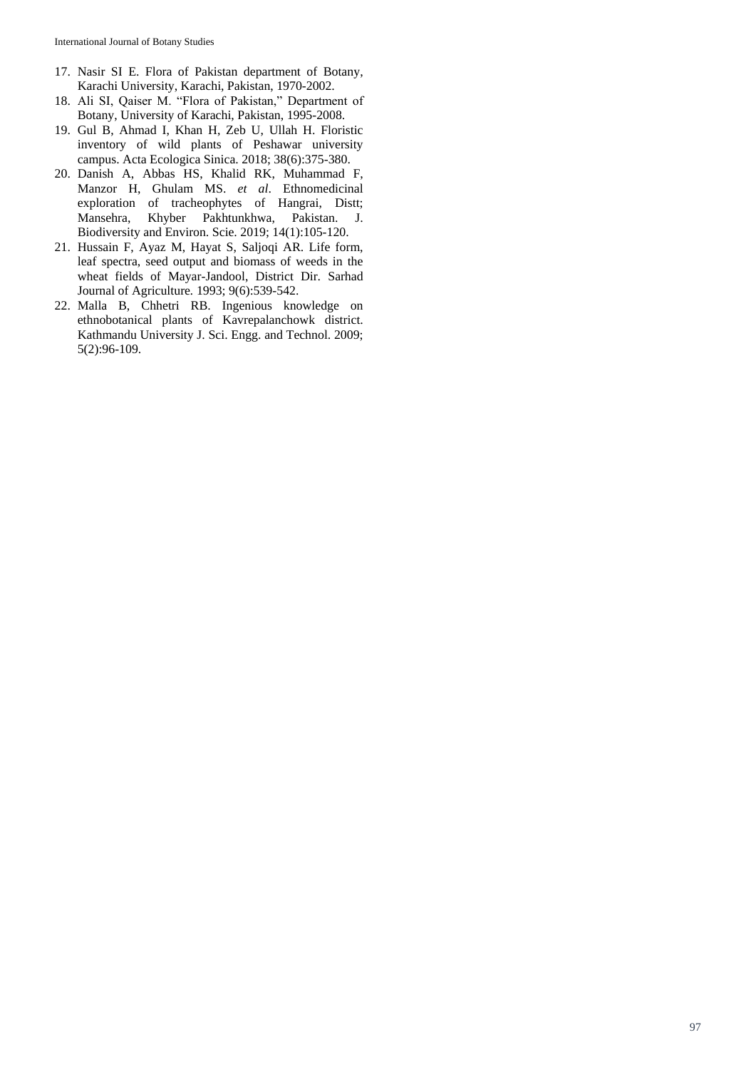17. Nasir SI E. Flora of Pakistan department of Botany, Karachi University, Karachi, Pakistan, 1970-2002.
18. Ali SI, Qaiser M. “Flora of Pakistan,” Department of Botany, University of Karachi, Pakistan, 1995-2008.
19. Gul B, Ahmad I, Khan H, Zeb U, Ullah H. Floristic inventory of wild plants of Peshawar university campus. Acta Ecologica Sinica. 2018; 38(6):375-380.
20. Danish A, Abbas HS, Khalid RK, Muhammad F, Manzor H, Ghulam MS. *et al*. Ethnomedicinal exploration of tracheophytes of Hangrai, Distt; Mansehra, Khyber Pakhtunkhwa, Pakistan. J. Biodiversity and Environ. Scie. 2019; 14(1):105-120.
21. Hussain F, Ayaz M, Hayat S, Saljoqi AR. Life form, leaf spectra, seed output and biomass of weeds in the wheat fields of Mayar-Jandool, District Dir. Sarhad Journal of Agriculture. 1993; 9(6):539-542.
22. Malla B, Chhetri RB. Ingenious knowledge on ethnobotanical plants of Kavrepalanchowk district. Kathmandu University J. Sci. Engg. and Technol. 2009; 5(2):96-109.